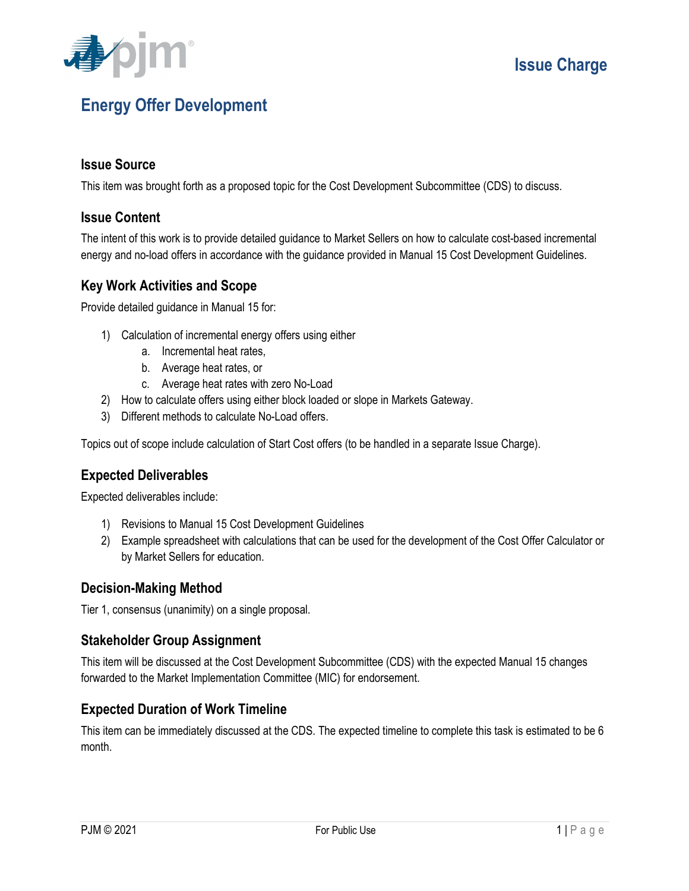# Issue Charge

## Energy Offer Development

### Issue Source

This item was brought forth as a proposed topic for the Cost Development Subcommittee (CDS) to discuss.

### Issue Content

The intent of this work is to provide detailed guidance to Market Sellers on how to calculate cost-based incremental energy and no-load offers in accordance with the guidance provided in Manual 15 Cost Development Guidelines.

### Key Work Activities and Scope

Provide detailed guidance in Manual 15 for:

1) Calculation of incremental energy offers using either
   a. Incremental heat rates,
   b. Average heat rates, or
   c. Average heat rates with zero No-Load
2) How to calculate offers using either block loaded or slope in Markets Gateway.
3) Different methods to calculate No-Load offers.

Topics out of scope include calculation of Start Cost offers (to be handled in a separate Issue Charge).

### Expected Deliverables

Expected deliverables include:

1) Revisions to Manual 15 Cost Development Guidelines
2) Example spreadsheet with calculations that can be used for the development of the Cost Offer Calculator or by Market Sellers for education.

### Decision-Making Method

Tier 1, consensus (unanimity) on a single proposal.

### Stakeholder Group Assignment

This item will be discussed at the Cost Development Subcommittee (CDS) with the expected Manual 15 changes forwarded to the Market Implementation Committee (MIC) for endorsement.

### Expected Duration of Work Timeline

This item can be immediately discussed at the CDS. The expected timeline to complete this task is estimated to be 6 month.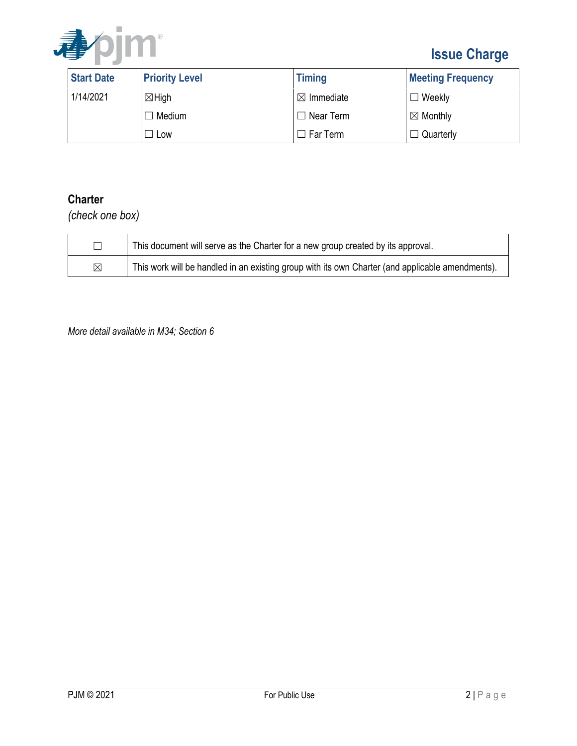| Start Date | Priority Level | Timing | Meeting Frequency |
|---|---|---|---|
| 1/14/2021 | ☒High | ☒ Immediate | ☐ Weekly |
| | ☐ Medium | ☐ Near Term | ☒ Monthly |
| | ☐ Low | ☐ Far Term | ☐ Quarterly |

### Charter

*(check one box)*

| | |
|---|---|
| ☐ | This document will serve as the Charter for a new group created by its approval. |
| ☒ | This work will be handled in an existing group with its own Charter (and applicable amendments). |

*More detail available in M34; Section 6*